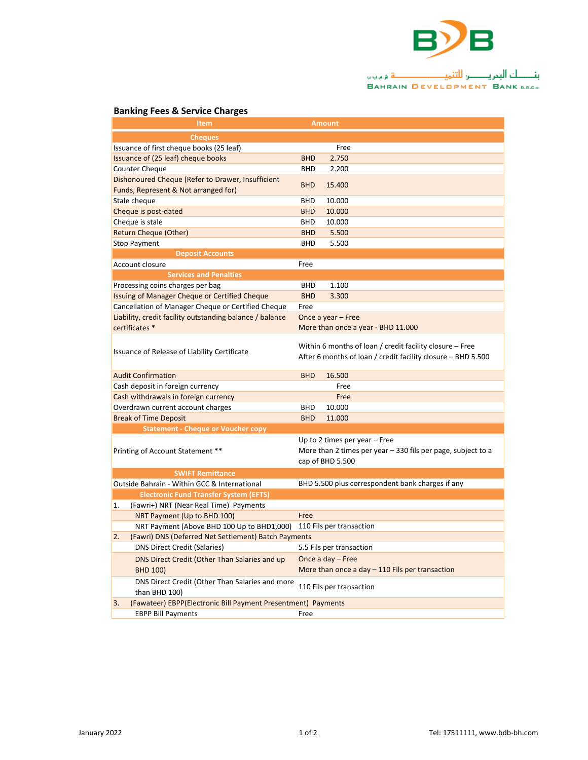BAHRAIN DEVELOPMENT BANK B.S.C.

بنـــــك البحريــــن للتنميـــــــة ش.م.ب

## Banking Fees & Service Charges

| Item | Amount |
|---|---|
| **Cheques** | |
| Issuance of first cheque books (25 leaf) | Free |
| Issuance of (25 leaf) cheque books | BHD 2.750 |
| Counter Cheque | BHD 2.200 |
| Dishonoured Cheque (Refer to Drawer, Insufficient Funds, Represent & Not arranged for) | BHD 15.400 |
| Stale cheque | BHD 10.000 |
| Cheque is post-dated | BHD 10.000 |
| Cheque is stale | BHD 10.000 |
| Return Cheque (Other) | BHD 5.500 |
| Stop Payment | BHD 5.500 |
| **Deposit Accounts** | |
| Account closure | Free |
| **Services and Penalties** | |
| Processing coins charges per bag | BHD 1.100 |
| Issuing of Manager Cheque or Certified Cheque | BHD 3.300 |
| Cancellation of Manager Cheque or Certified Cheque | Free |
| Liability, credit facility outstanding balance / balance certificates * | Once a year – Free<br>More than once a year - BHD 11.000 |
| Issuance of Release of Liability Certificate | Within 6 months of loan / credit facility closure – Free<br>After 6 months of loan / credit facility closure – BHD 5.500 |
| Audit Confirmation | BHD 16.500 |
| Cash deposit in foreign currency | Free |
| Cash withdrawals in foreign currency | Free |
| Overdrawn current account charges | BHD 10.000 |
| Break of Time Deposit | BHD 11.000 |
| **Statement - Cheque or Voucher copy** | |
| Printing of Account Statement ** | Up to 2 times per year – Free<br>More than 2 times per year – 330 fils per page, subject to a cap of BHD 5.500 |
| **SWIFT Remittance** | |
| Outside Bahrain - Within GCC & International | BHD 5.500 plus correspondent bank charges if any |
| **Electronic Fund Transfer System (EFTS)** | |
| 1. (Fawri+) NRT (Near Real Time) Payments | |
| NRT Payment (Up to BHD 100) | Free |
| NRT Payment (Above BHD 100 Up to BHD1,000) | 110 Fils per transaction |
| 2. (Fawri) DNS (Deferred Net Settlement) Batch Payments | |
| DNS Direct Credit (Salaries) | 5.5 Fils per transaction |
| DNS Direct Credit (Other Than Salaries and up BHD 100) | Once a day – Free<br>More than once a day – 110 Fils per transaction |
| DNS Direct Credit (Other Than Salaries and more than BHD 100) | 110 Fils per transaction |
| 3. (Fawateer) EBPP(Electronic Bill Payment Presentment) Payments | |
| EBPP Bill Payments | Free |

January 2022

Tel: 17511111, www.bdb-bh.com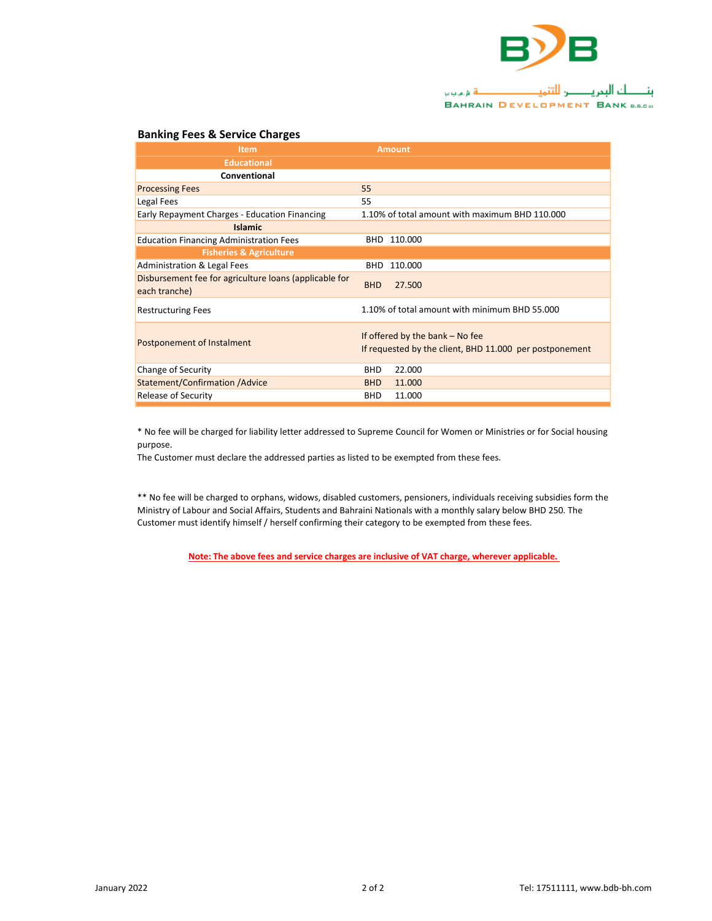## Banking Fees & Service Charges

| Item | Amount |
|---|---|
| **Educational** | |
| **Conventional** | |
| Processing Fees | 55 |
| Legal Fees | 55 |
| Early Repayment Charges - Education Financing | 1.10% of total amount with maximum BHD 110.000 |
| **Islamic** | |
| Education Financing Administration Fees | BHD 110.000 |
| **Fisheries & Agriculture** | |
| Administration & Legal Fees | BHD 110.000 |
| Disbursement fee for agriculture loans (applicable for each tranche) | BHD 27.500 |
| Restructuring Fees | 1.10% of total amount with minimum BHD 55.000 |
| Postponement of Instalment | If offered by the bank – No fee<br>If requested by the client, BHD 11.000 per postponement |
| Change of Security | BHD 22.000 |
| Statement/Confirmation /Advice | BHD 11.000 |
| Release of Security | BHD 11.000 |

* No fee will be charged for liability letter addressed to Supreme Council for Women or Ministries or for Social housing purpose.
The Customer must declare the addressed parties as listed to be exempted from these fees.

** No fee will be charged to orphans, widows, disabled customers, pensioners, individuals receiving subsidies form the Ministry of Labour and Social Affairs, Students and Bahraini Nationals with a monthly salary below BHD 250. The Customer must identify himself / herself confirming their category to be exempted from these fees.

**Note: The above fees and service charges are inclusive of VAT charge, wherever applicable.**